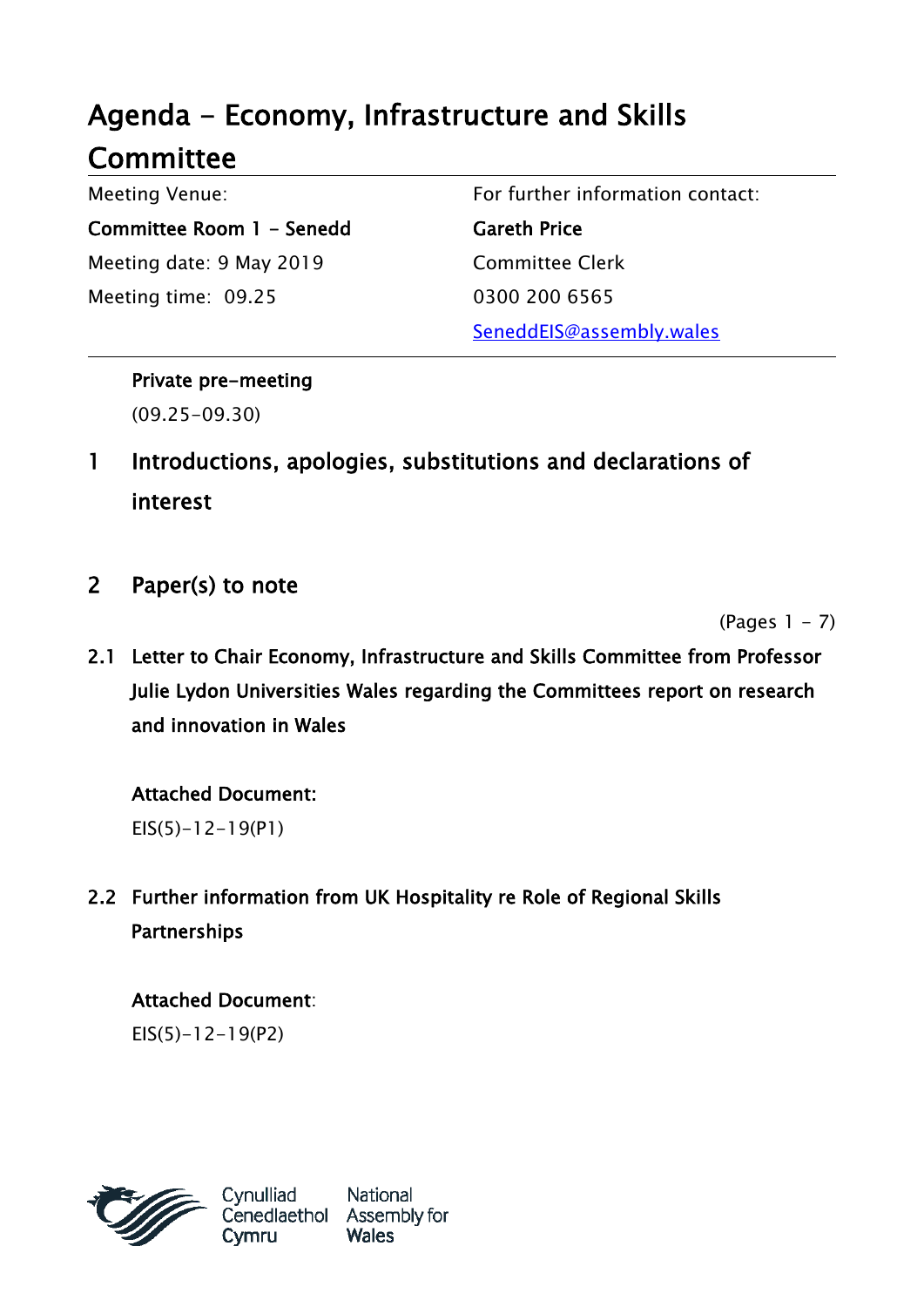# Agenda - Economy, Infrastructure and Skills Committee

| Meeting Venue: | For further information contact: |
|---|---|
| **Committee Room 1 - Senedd** | **Gareth Price** |
| Meeting date: 9 May 2019 | Committee Clerk |
| Meeting time: 09.25 | 0300 200 6565 |
| | SeneddEIS@assembly.wales |

**Private pre-meeting**
(09.25-09.30)

## 1 Introductions, apologies, substitutions and declarations of interest

## 2 Paper(s) to note

(Pages 1 - 7)

**2.1 Letter to Chair Economy, Infrastructure and Skills Committee from Professor Julie Lydon Universities Wales regarding the Committees report on research and innovation in Wales**

**Attached Document:**
EIS(5)-12-19(P1)

**2.2 Further information from UK Hospitality re Role of Regional Skills Partnerships**

**Attached Document**:
EIS(5)-12-19(P2)

Cynulliad Cenedlaethol Cymru National Assembly for Wales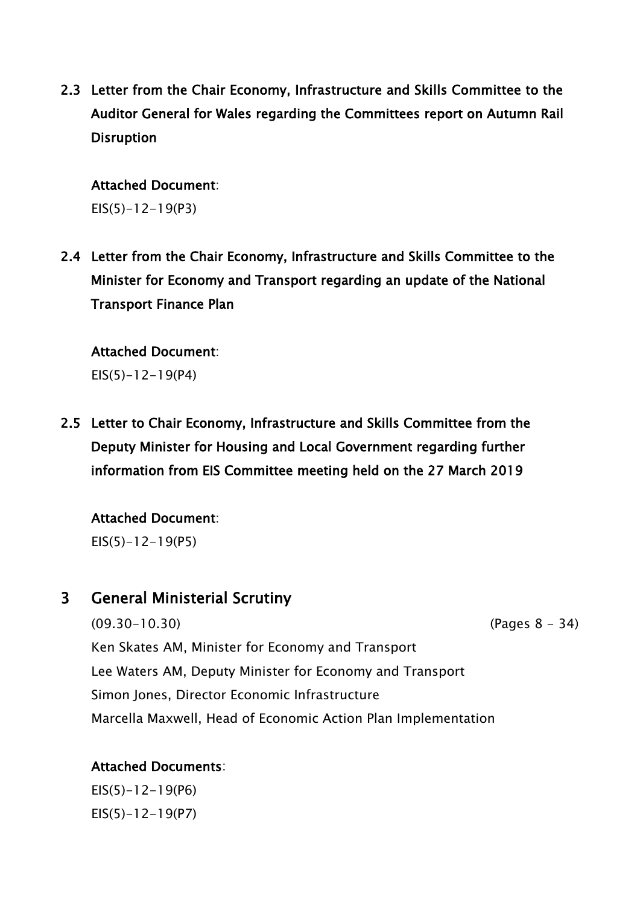**2.3 Letter from the Chair Economy, Infrastructure and Skills Committee to the Auditor General for Wales regarding the Committees report on Autumn Rail Disruption**

**Attached Document**:
EIS(5)-12-19(P3)

**2.4 Letter from the Chair Economy, Infrastructure and Skills Committee to the Minister for Economy and Transport regarding an update of the National Transport Finance Plan**

**Attached Document**:
EIS(5)-12-19(P4)

**2.5 Letter to Chair Economy, Infrastructure and Skills Committee from the Deputy Minister for Housing and Local Government regarding further information from EIS Committee meeting held on the 27 March 2019**

**Attached Document**:
EIS(5)-12-19(P5)

## 3 General Ministerial Scrutiny

(09.30-10.30) (Pages 8 - 34)

Ken Skates AM, Minister for Economy and Transport
Lee Waters AM, Deputy Minister for Economy and Transport
Simon Jones, Director Economic Infrastructure
Marcella Maxwell, Head of Economic Action Plan Implementation

**Attached Documents**:
EIS(5)-12-19(P6)
EIS(5)-12-19(P7)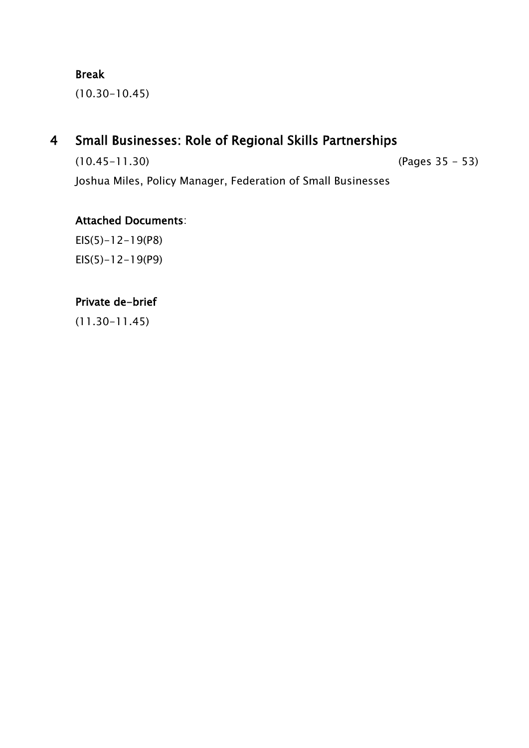**Break**

(10.30-10.45)

## 4 Small Businesses: Role of Regional Skills Partnerships

(10.45-11.30) (Pages 35 - 53)

Joshua Miles, Policy Manager, Federation of Small Businesses

**Attached Documents**:

EIS(5)-12-19(P8)

EIS(5)-12-19(P9)

**Private de-brief**

(11.30-11.45)